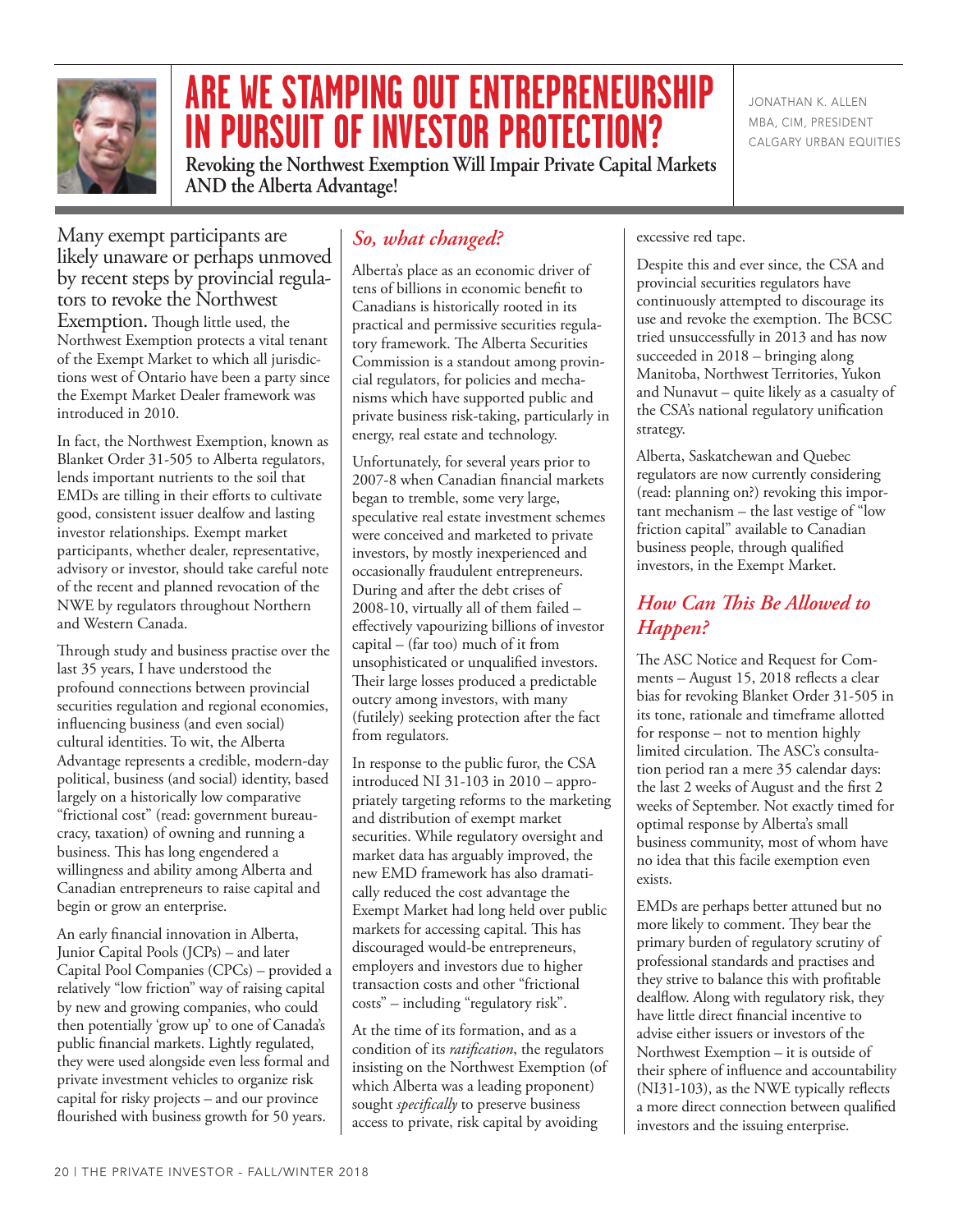# ARE WE STAMPING OUT ENTREPRENEURSHIP IN PURSUIT OF INVESTOR PROTECTION?

**Revoking the Northwest Exemption Will Impair Private Capital Markets AND the Alberta Advantage!**

JONATHAN K. ALLEN
MBA, CIM, PRESIDENT
CALGARY URBAN EQUITIES

Many exempt participants are likely unaware or perhaps unmoved by recent steps by provincial regulators to revoke the Northwest Exemption. Though little used, the Northwest Exemption protects a vital tenant of the Exempt Market to which all jurisdictions west of Ontario have been a party since the Exempt Market Dealer framework was introduced in 2010.

In fact, the Northwest Exemption, known as Blanket Order 31-505 to Alberta regulators, lends important nutrients to the soil that EMDs are tilling in their efforts to cultivate good, consistent issuer dealfow and lasting investor relationships. Exempt market participants, whether dealer, representative, advisory or investor, should take careful note of the recent and planned revocation of the NWE by regulators throughout Northern and Western Canada.

Through study and business practise over the last 35 years, I have understood the profound connections between provincial securities regulation and regional economies, influencing business (and even social) cultural identities. To wit, the Alberta Advantage represents a credible, modern-day political, business (and social) identity, based largely on a historically low comparative "frictional cost" (read: government bureaucracy, taxation) of owning and running a business. This has long engendered a willingness and ability among Alberta and Canadian entrepreneurs to raise capital and begin or grow an enterprise.

An early financial innovation in Alberta, Junior Capital Pools (JCPs) – and later Capital Pool Companies (CPCs) – provided a relatively "low friction" way of raising capital by new and growing companies, who could then potentially 'grow up' to one of Canada's public financial markets. Lightly regulated, they were used alongside even less formal and private investment vehicles to organize risk capital for risky projects – and our province flourished with business growth for 50 years.

## *So, what changed?*

Alberta's place as an economic driver of tens of billions in economic benefit to Canadians is historically rooted in its practical and permissive securities regulatory framework. The Alberta Securities Commission is a standout among provincial regulators, for policies and mechanisms which have supported public and private business risk-taking, particularly in energy, real estate and technology.

Unfortunately, for several years prior to 2007-8 when Canadian financial markets began to tremble, some very large, speculative real estate investment schemes were conceived and marketed to private investors, by mostly inexperienced and occasionally fraudulent entrepreneurs. During and after the debt crises of 2008-10, virtually all of them failed – effectively vapourizing billions of investor capital – (far too) much of it from unsophisticated or unqualified investors. Their large losses produced a predictable outcry among investors, with many (futilely) seeking protection after the fact from regulators.

In response to the public furor, the CSA introduced NI 31-103 in 2010 – appropriately targeting reforms to the marketing and distribution of exempt market securities. While regulatory oversight and market data has arguably improved, the new EMD framework has also dramatically reduced the cost advantage the Exempt Market had long held over public markets for accessing capital. This has discouraged would-be entrepreneurs, employers and investors due to higher transaction costs and other "frictional costs" – including "regulatory risk".

At the time of its formation, and as a condition of its *ratification*, the regulators insisting on the Northwest Exemption (of which Alberta was a leading proponent) sought *specifically* to preserve business access to private, risk capital by avoiding excessive red tape.

Despite this and ever since, the CSA and provincial securities regulators have continuously attempted to discourage its use and revoke the exemption. The BCSC tried unsuccessfully in 2013 and has now succeeded in 2018 – bringing along Manitoba, Northwest Territories, Yukon and Nunavut – quite likely as a casualty of the CSA's national regulatory unification strategy.

Alberta, Saskatchewan and Quebec regulators are now currently considering (read: planning on?) revoking this important mechanism – the last vestige of "low friction capital" available to Canadian business people, through qualified investors, in the Exempt Market.

## *How Can This Be Allowed to Happen?*

The ASC Notice and Request for Comments – August 15, 2018 reflects a clear bias for revoking Blanket Order 31-505 in its tone, rationale and timeframe allotted for response – not to mention highly limited circulation. The ASC's consultation period ran a mere 35 calendar days: the last 2 weeks of August and the first 2 weeks of September. Not exactly timed for optimal response by Alberta's small business community, most of whom have no idea that this facile exemption even exists.

EMDs are perhaps better attuned but no more likely to comment. They bear the primary burden of regulatory scrutiny of professional standards and practises and they strive to balance this with profitable dealflow. Along with regulatory risk, they have little direct financial incentive to advise either issuers or investors of the Northwest Exemption – it is outside of their sphere of influence and accountability (NI31-103), as the NWE typically reflects a more direct connection between qualified investors and the issuing enterprise.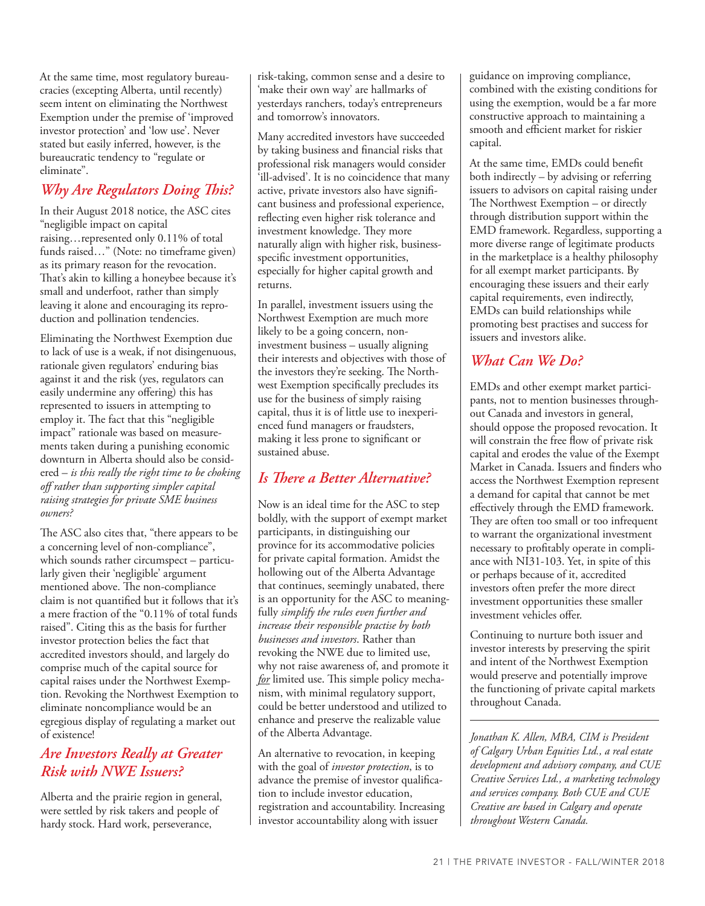At the same time, most regulatory bureaucracies (excepting Alberta, until recently) seem intent on eliminating the Northwest Exemption under the premise of 'improved investor protection' and 'low use'. Never stated but easily inferred, however, is the bureaucratic tendency to "regulate or eliminate".

## *Why Are Regulators Doing This?*

In their August 2018 notice, the ASC cites "negligible impact on capital raising…represented only 0.11% of total funds raised…" (Note: no timeframe given) as its primary reason for the revocation. That's akin to killing a honeybee because it's small and underfoot, rather than simply leaving it alone and encouraging its reproduction and pollination tendencies.

Eliminating the Northwest Exemption due to lack of use is a weak, if not disingenuous, rationale given regulators' enduring bias against it and the risk (yes, regulators can easily undermine any offering) this has represented to issuers in attempting to employ it. The fact that this "negligible impact" rationale was based on measurements taken during a punishing economic downturn in Alberta should also be considered – *is this really the right time to be choking off rather than supporting simpler capital raising strategies for private SME business owners?*

The ASC also cites that, "there appears to be a concerning level of non-compliance", which sounds rather circumspect – particularly given their 'negligible' argument mentioned above. The non-compliance claim is not quantified but it follows that it's a mere fraction of the "0.11% of total funds raised". Citing this as the basis for further investor protection belies the fact that accredited investors should, and largely do comprise much of the capital source for capital raises under the Northwest Exemption. Revoking the Northwest Exemption to eliminate noncompliance would be an egregious display of regulating a market out of existence!

## *Are Investors Really at Greater Risk with NWE Issuers?*

Alberta and the prairie region in general, were settled by risk takers and people of hardy stock. Hard work, perseverance, risk-taking, common sense and a desire to 'make their own way' are hallmarks of yesterdays ranchers, today's entrepreneurs and tomorrow's innovators.

Many accredited investors have succeeded by taking business and financial risks that professional risk managers would consider 'ill-advised'. It is no coincidence that many active, private investors also have significant business and professional experience, reflecting even higher risk tolerance and investment knowledge. They more naturally align with higher risk, business-specific investment opportunities, especially for higher capital growth and returns.

In parallel, investment issuers using the Northwest Exemption are much more likely to be a going concern, non-investment business – usually aligning their interests and objectives with those of the investors they're seeking. The Northwest Exemption specifically precludes its use for the business of simply raising capital, thus it is of little use to inexperienced fund managers or fraudsters, making it less prone to significant or sustained abuse.

## *Is There a Better Alternative?*

Now is an ideal time for the ASC to step boldly, with the support of exempt market participants, in distinguishing our province for its accommodative policies for private capital formation. Amidst the hollowing out of the Alberta Advantage that continues, seemingly unabated, there is an opportunity for the ASC to meaningfully *simplify the rules even further and increase their responsible practise by both businesses and investors*. Rather than revoking the NWE due to limited use, why not raise awareness of, and promote it ***for*** limited use. This simple policy mechanism, with minimal regulatory support, could be better understood and utilized to enhance and preserve the realizable value of the Alberta Advantage.

An alternative to revocation, in keeping with the goal of *investor protection*, is to advance the premise of investor qualification to include investor education, registration and accountability. Increasing investor accountability along with issuer guidance on improving compliance, combined with the existing conditions for using the exemption, would be a far more constructive approach to maintaining a smooth and efficient market for riskier capital.

At the same time, EMDs could benefit both indirectly – by advising or referring issuers to advisors on capital raising under The Northwest Exemption – or directly through distribution support within the EMD framework. Regardless, supporting a more diverse range of legitimate products in the marketplace is a healthy philosophy for all exempt market participants. By encouraging these issuers and their early capital requirements, even indirectly, EMDs can build relationships while promoting best practises and success for issuers and investors alike.

## *What Can We Do?*

EMDs and other exempt market participants, not to mention businesses throughout Canada and investors in general, should oppose the proposed revocation. It will constrain the free flow of private risk capital and erodes the value of the Exempt Market in Canada. Issuers and finders who access the Northwest Exemption represent a demand for capital that cannot be met effectively through the EMD framework. They are often too small or too infrequent to warrant the organizational investment necessary to profitably operate in compliance with NI31-103. Yet, in spite of this or perhaps because of it, accredited investors often prefer the more direct investment opportunities these smaller investment vehicles offer.

Continuing to nurture both issuer and investor interests by preserving the spirit and intent of the Northwest Exemption would preserve and potentially improve the functioning of private capital markets throughout Canada.

---

*Jonathan K. Allen, MBA, CIM is President of Calgary Urban Equities Ltd., a real estate development and advisory company, and CUE Creative Services Ltd., a marketing technology and services company. Both CUE and CUE Creative are based in Calgary and operate throughout Western Canada.*